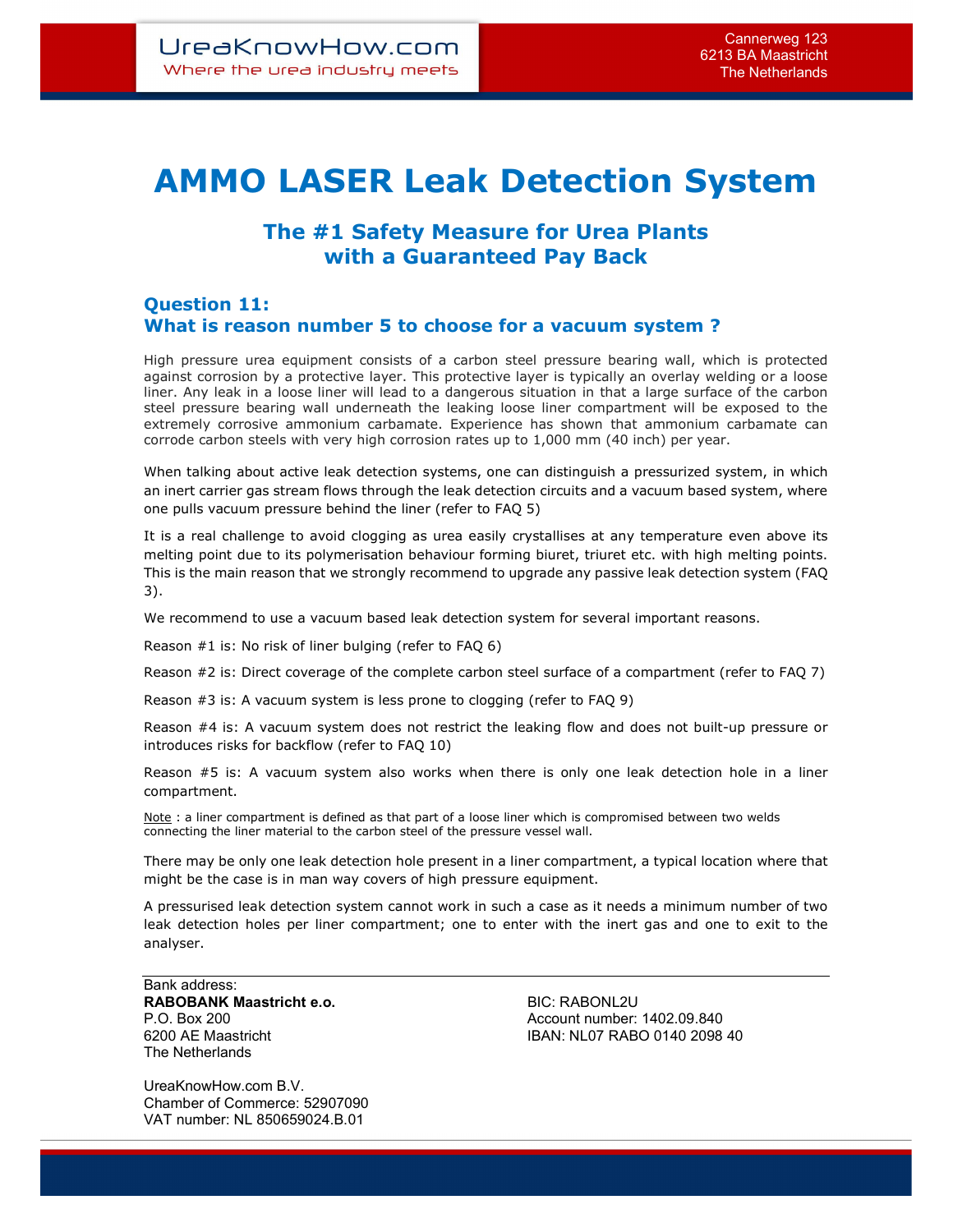# AMMO LASER Leak Detection System

## The #1 Safety Measure for Urea Plants with a Guaranteed Pay Back

### Question 11:
### What is reason number 5 to choose for a vacuum system ?

High pressure urea equipment consists of a carbon steel pressure bearing wall, which is protected against corrosion by a protective layer. This protective layer is typically an overlay welding or a loose liner. Any leak in a loose liner will lead to a dangerous situation in that a large surface of the carbon steel pressure bearing wall underneath the leaking loose liner compartment will be exposed to the extremely corrosive ammonium carbamate. Experience has shown that ammonium carbamate can corrode carbon steels with very high corrosion rates up to 1,000 mm (40 inch) per year.

When talking about active leak detection systems, one can distinguish a pressurized system, in which an inert carrier gas stream flows through the leak detection circuits and a vacuum based system, where one pulls vacuum pressure behind the liner (refer to FAQ 5)

It is a real challenge to avoid clogging as urea easily crystallises at any temperature even above its melting point due to its polymerisation behaviour forming biuret, triuret etc. with high melting points. This is the main reason that we strongly recommend to upgrade any passive leak detection system (FAQ 3).

We recommend to use a vacuum based leak detection system for several important reasons.

Reason #1 is: No risk of liner bulging (refer to FAQ 6)

Reason #2 is: Direct coverage of the complete carbon steel surface of a compartment (refer to FAQ 7)

Reason #3 is: A vacuum system is less prone to clogging (refer to FAQ 9)

Reason #4 is: A vacuum system does not restrict the leaking flow and does not built-up pressure or introduces risks for backflow (refer to FAQ 10)

Reason #5 is: A vacuum system also works when there is only one leak detection hole in a liner compartment.

Note : a liner compartment is defined as that part of a loose liner which is compromised between two welds connecting the liner material to the carbon steel of the pressure vessel wall.

There may be only one leak detection hole present in a liner compartment, a typical location where that might be the case is in man way covers of high pressure equipment.

A pressurised leak detection system cannot work in such a case as it needs a minimum number of two leak detection holes per liner compartment; one to enter with the inert gas and one to exit to the analyser.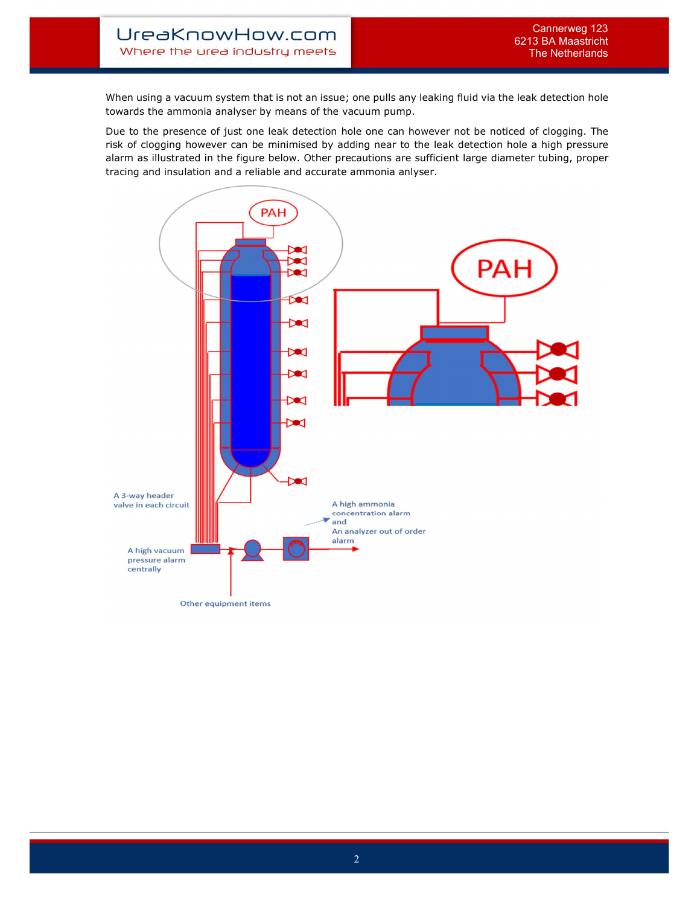When using a vacuum system that is not an issue; one pulls any leaking fluid via the leak detection hole towards the ammonia analyser by means of the vacuum pump.

Due to the presence of just one leak detection hole one can however not be noticed of clogging. The risk of clogging however can be minimised by adding near to the leak detection hole a high pressure alarm as illustrated in the figure below. Other precautions are sufficient large diameter tubing, proper tracing and insulation and a reliable and accurate ammonia anlyser.

PAH

PAH

A 3-way header valve in each circuit

A high ammonia concentration alarm and An analyzer out of order alarm

A high vacuum pressure alarm centrally

Other equipment items